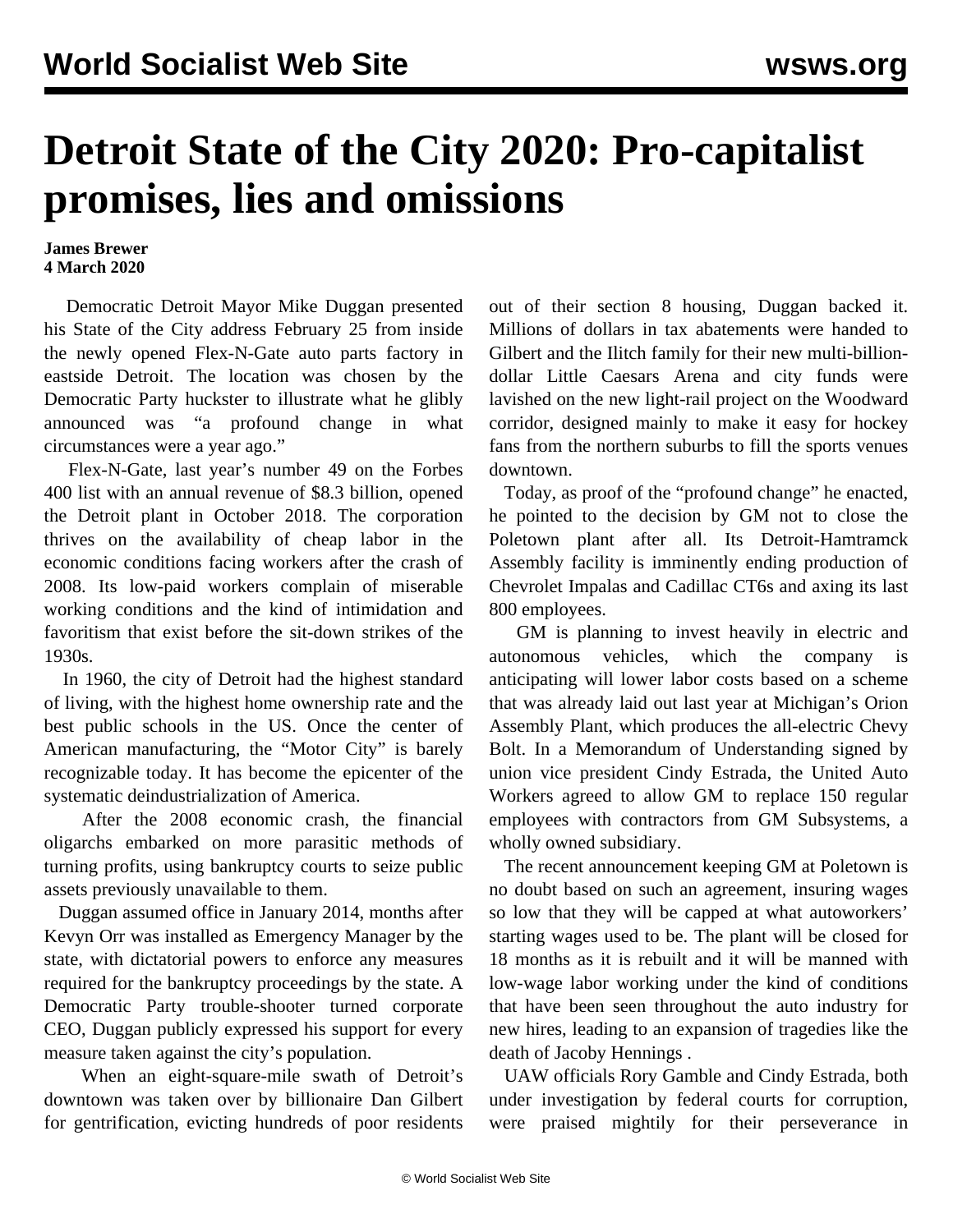# Detroit State of the City 2020: Pro-capitalist promises, lies and omissions

**James Brewer**
**4 March 2020**

Democratic Detroit Mayor Mike Duggan presented his State of the City address February 25 from inside the newly opened Flex-N-Gate auto parts factory in eastside Detroit. The location was chosen by the Democratic Party huckster to illustrate what he glibly announced was "a profound change in what circumstances were a year ago."

Flex-N-Gate, last year's number 49 on the Forbes 400 list with an annual revenue of $8.3 billion, opened the Detroit plant in October 2018. The corporation thrives on the availability of cheap labor in the economic conditions facing workers after the crash of 2008. Its low-paid workers complain of miserable working conditions and the kind of intimidation and favoritism that exist before the sit-down strikes of the 1930s.

In 1960, the city of Detroit had the highest standard of living, with the highest home ownership rate and the best public schools in the US. Once the center of American manufacturing, the "Motor City" is barely recognizable today. It has become the epicenter of the systematic deindustrialization of America.

After the 2008 economic crash, the financial oligarchs embarked on more parasitic methods of turning profits, using bankruptcy courts to seize public assets previously unavailable to them.

Duggan assumed office in January 2014, months after Kevyn Orr was installed as Emergency Manager by the state, with dictatorial powers to enforce any measures required for the bankruptcy proceedings by the state. A Democratic Party trouble-shooter turned corporate CEO, Duggan publicly expressed his support for every measure taken against the city's population.

When an eight-square-mile swath of Detroit's downtown was taken over by billionaire Dan Gilbert for gentrification, evicting hundreds of poor residents out of their section 8 housing, Duggan backed it. Millions of dollars in tax abatements were handed to Gilbert and the Ilitch family for their new multi-billion-dollar Little Caesars Arena and city funds were lavished on the new light-rail project on the Woodward corridor, designed mainly to make it easy for hockey fans from the northern suburbs to fill the sports venues downtown.

Today, as proof of the "profound change" he enacted, he pointed to the decision by GM not to close the Poletown plant after all. Its Detroit-Hamtramck Assembly facility is imminently ending production of Chevrolet Impalas and Cadillac CT6s and axing its last 800 employees.

GM is planning to invest heavily in electric and autonomous vehicles, which the company is anticipating will lower labor costs based on a scheme that was already laid out last year at Michigan's Orion Assembly Plant, which produces the all-electric Chevy Bolt. In a Memorandum of Understanding signed by union vice president Cindy Estrada, the United Auto Workers agreed to allow GM to replace 150 regular employees with contractors from GM Subsystems, a wholly owned subsidiary.

The recent announcement keeping GM at Poletown is no doubt based on such an agreement, insuring wages so low that they will be capped at what autoworkers' starting wages used to be. The plant will be closed for 18 months as it is rebuilt and it will be manned with low-wage labor working under the kind of conditions that have been seen throughout the auto industry for new hires, leading to an expansion of tragedies like the death of Jacoby Hennings .

UAW officials Rory Gamble and Cindy Estrada, both under investigation by federal courts for corruption, were praised mightily for their perseverance in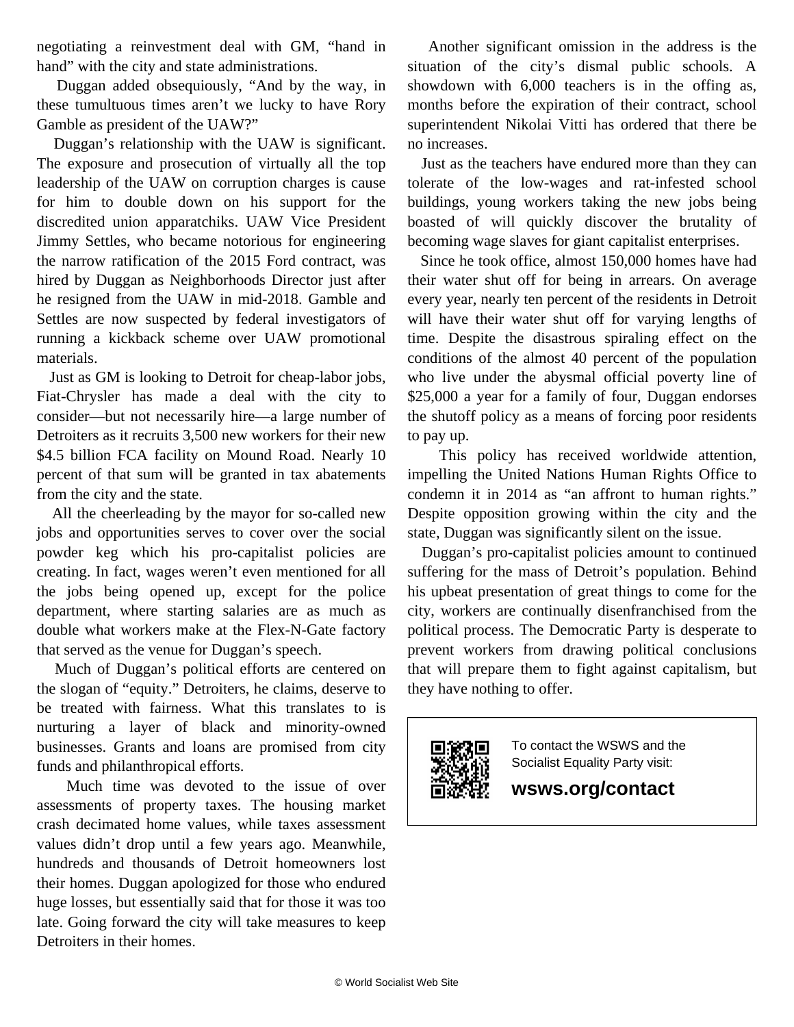negotiating a reinvestment deal with GM, "hand in hand" with the city and state administrations.

Duggan added obsequiously, "And by the way, in these tumultuous times aren't we lucky to have Rory Gamble as president of the UAW?"

Duggan's relationship with the UAW is significant. The exposure and prosecution of virtually all the top leadership of the UAW on corruption charges is cause for him to double down on his support for the discredited union apparatchiks. UAW Vice President Jimmy Settles, who became notorious for engineering the narrow ratification of the 2015 Ford contract, was hired by Duggan as Neighborhoods Director just after he resigned from the UAW in mid-2018. Gamble and Settles are now suspected by federal investigators of running a kickback scheme over UAW promotional materials.

Just as GM is looking to Detroit for cheap-labor jobs, Fiat-Chrysler has made a deal with the city to consider—but not necessarily hire—a large number of Detroiters as it recruits 3,500 new workers for their new $4.5 billion FCA facility on Mound Road. Nearly 10 percent of that sum will be granted in tax abatements from the city and the state.

All the cheerleading by the mayor for so-called new jobs and opportunities serves to cover over the social powder keg which his pro-capitalist policies are creating. In fact, wages weren't even mentioned for all the jobs being opened up, except for the police department, where starting salaries are as much as double what workers make at the Flex-N-Gate factory that served as the venue for Duggan's speech.

Much of Duggan's political efforts are centered on the slogan of "equity." Detroiters, he claims, deserve to be treated with fairness. What this translates to is nurturing a layer of black and minority-owned businesses. Grants and loans are promised from city funds and philanthropical efforts.

Much time was devoted to the issue of over assessments of property taxes. The housing market crash decimated home values, while taxes assessment values didn't drop until a few years ago. Meanwhile, hundreds and thousands of Detroit homeowners lost their homes. Duggan apologized for those who endured huge losses, but essentially said that for those it was too late. Going forward the city will take measures to keep Detroiters in their homes.

Another significant omission in the address is the situation of the city's dismal public schools. A showdown with 6,000 teachers is in the offing as, months before the expiration of their contract, school superintendent Nikolai Vitti has ordered that there be no increases.

Just as the teachers have endured more than they can tolerate of the low-wages and rat-infested school buildings, young workers taking the new jobs being boasted of will quickly discover the brutality of becoming wage slaves for giant capitalist enterprises.

Since he took office, almost 150,000 homes have had their water shut off for being in arrears. On average every year, nearly ten percent of the residents in Detroit will have their water shut off for varying lengths of time. Despite the disastrous spiraling effect on the conditions of the almost 40 percent of the population who live under the abysmal official poverty line of $25,000 a year for a family of four, Duggan endorses the shutoff policy as a means of forcing poor residents to pay up.

This policy has received worldwide attention, impelling the United Nations Human Rights Office to condemn it in 2014 as "an affront to human rights." Despite opposition growing within the city and the state, Duggan was significantly silent on the issue.

Duggan's pro-capitalist policies amount to continued suffering for the mass of Detroit's population. Behind his upbeat presentation of great things to come for the city, workers are continually disenfranchised from the political process. The Democratic Party is desperate to prevent workers from drawing political conclusions that will prepare them to fight against capitalism, but they have nothing to offer.

To contact the WSWS and the Socialist Equality Party visit:

**wsws.org/contact**